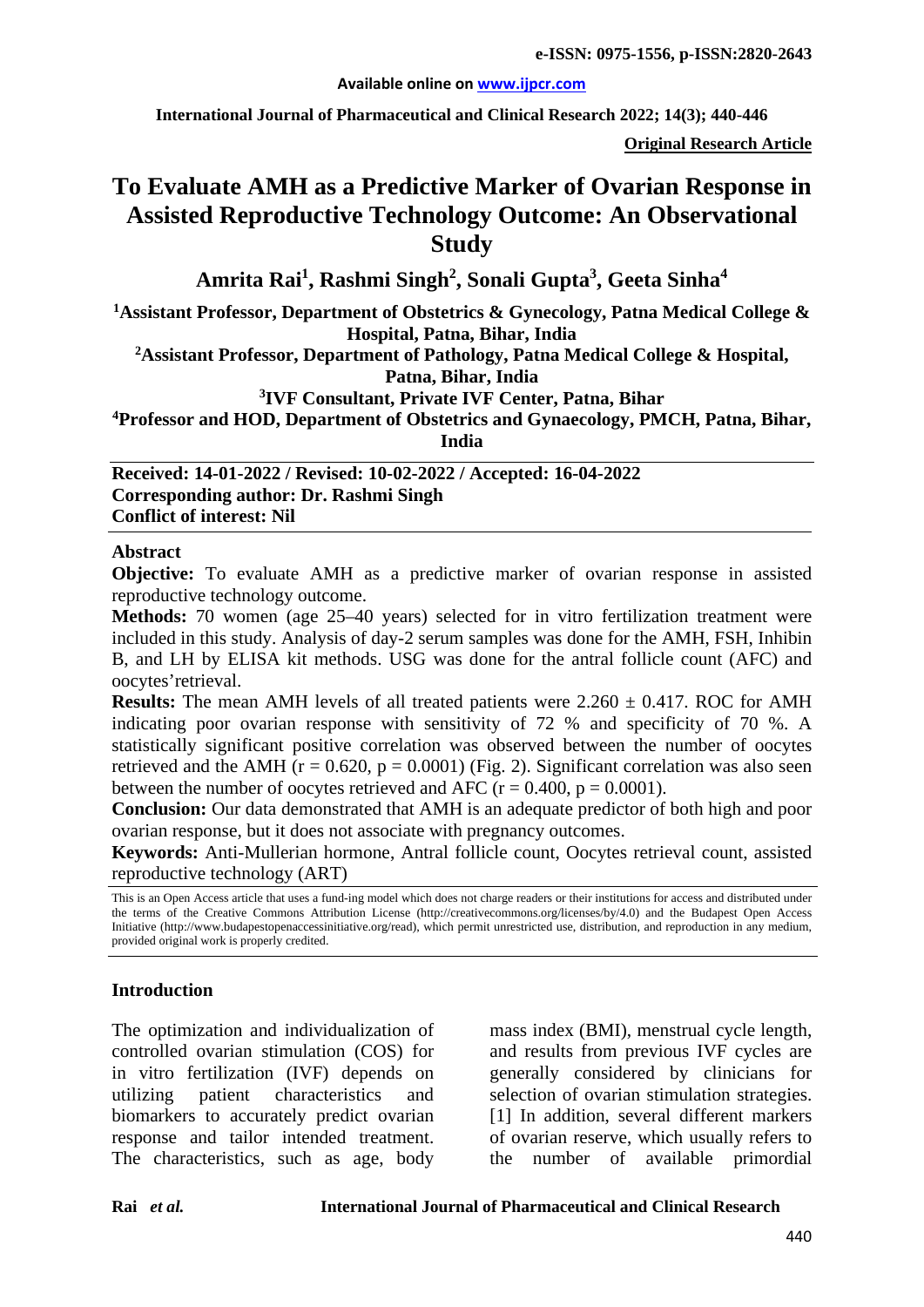**Original Research Article**

# To Evaluate AMH as a Predictive Marker of Ovarian Response in Assisted Reproductive Technology Outcome: An Observational Study

**Amrita Rai[1], Rashmi Singh[2], Sonali Gupta[3], Geeta Sinha[4]**

[1]Assistant Professor, Department of Obstetrics & Gynecology, Patna Medical College & Hospital, Patna, Bihar, India

[2]Assistant Professor, Department of Pathology, Patna Medical College & Hospital, Patna, Bihar, India

[3]IVF Consultant, Private IVF Center, Patna, Bihar

[4]Professor and HOD, Department of Obstetrics and Gynaecology, PMCH, Patna, Bihar, India

**Received: 14-01-2022 / Revised: 10-02-2022 / Accepted: 16-04-2022**
**Corresponding author: Dr. Rashmi Singh**
**Conflict of interest: Nil**

## Abstract

**Objective:** To evaluate AMH as a predictive marker of ovarian response in assisted reproductive technology outcome.

**Methods:** 70 women (age 25–40 years) selected for in vitro fertilization treatment were included in this study. Analysis of day-2 serum samples was done for the AMH, FSH, Inhibin B, and LH by ELISA kit methods. USG was done for the antral follicle count (AFC) and oocytes'retrieval.

**Results:** The mean AMH levels of all treated patients were $2.260 \pm 0.417$. ROC for AMH indicating poor ovarian response with sensitivity of 72 % and specificity of 70 %. A statistically significant positive correlation was observed between the number of oocytes retrieved and the AMH ($r = 0.620$, $p = 0.0001$) (Fig. 2). Significant correlation was also seen between the number of oocytes retrieved and AFC ($r = 0.400$, $p = 0.0001$).

**Conclusion:** Our data demonstrated that AMH is an adequate predictor of both high and poor ovarian response, but it does not associate with pregnancy outcomes.

**Keywords:** Anti-Mullerian hormone, Antral follicle count, Oocytes retrieval count, assisted reproductive technology (ART)

This is an Open Access article that uses a fund-ing model which does not charge readers or their institutions for access and distributed under the terms of the Creative Commons Attribution License (http://creativecommons.org/licenses/by/4.0) and the Budapest Open Access Initiative (http://www.budapestopenaccessinitiative.org/read), which permit unrestricted use, distribution, and reproduction in any medium, provided original work is properly credited.

## Introduction

The optimization and individualization of controlled ovarian stimulation (COS) for in vitro fertilization (IVF) depends on utilizing patient characteristics and biomarkers to accurately predict ovarian response and tailor intended treatment. The characteristics, such as age, body mass index (BMI), menstrual cycle length, and results from previous IVF cycles are generally considered by clinicians for selection of ovarian stimulation strategies.[1] In addition, several different markers of ovarian reserve, which usually refers to the number of available primordial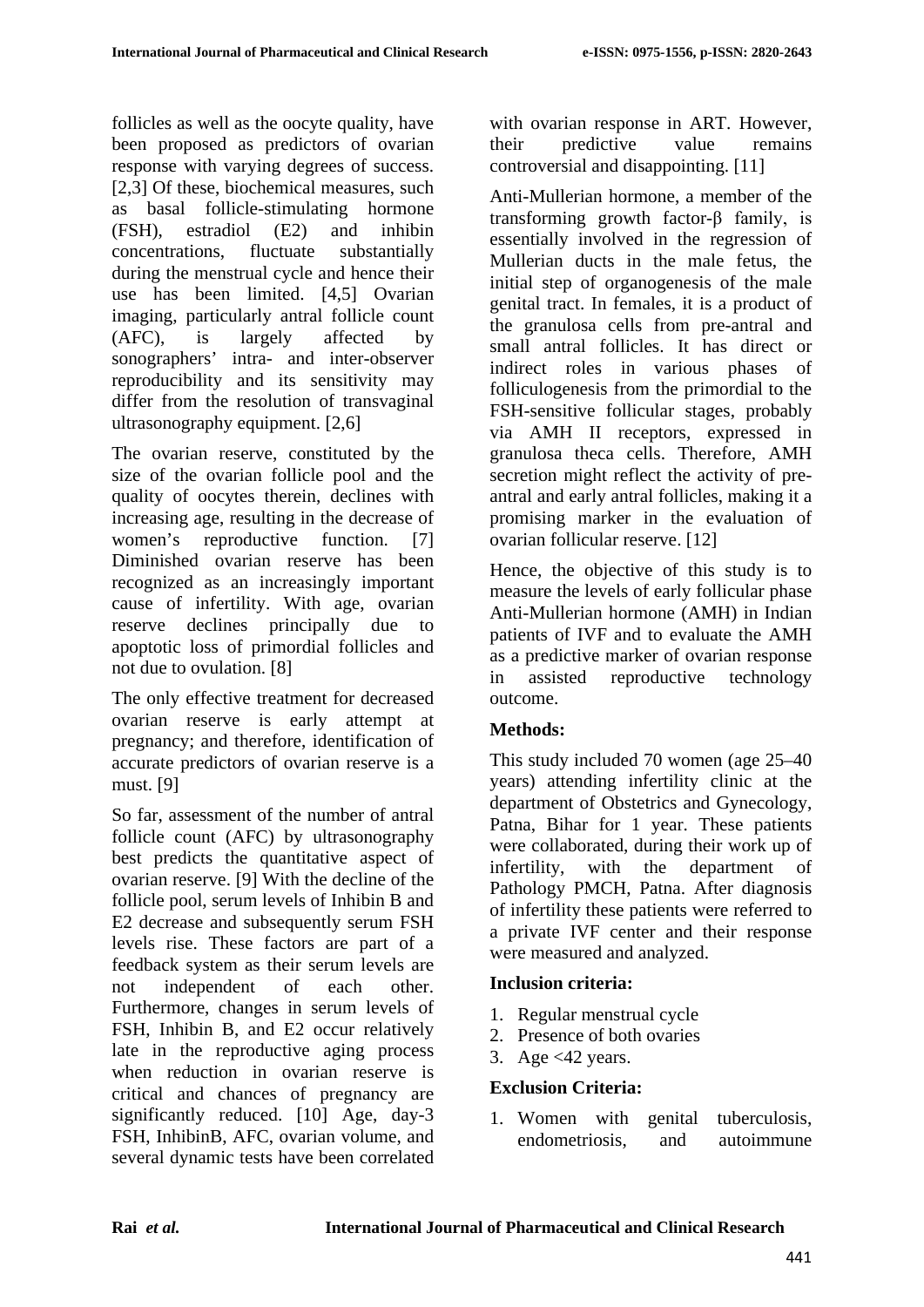follicles as well as the oocyte quality, have been proposed as predictors of ovarian response with varying degrees of success. [2,3] Of these, biochemical measures, such as basal follicle-stimulating hormone (FSH), estradiol (E2) and inhibin concentrations, fluctuate substantially during the menstrual cycle and hence their use has been limited. [4,5] Ovarian imaging, particularly antral follicle count (AFC), is largely affected by sonographers' intra- and inter-observer reproducibility and its sensitivity may differ from the resolution of transvaginal ultrasonography equipment. [2,6]

The ovarian reserve, constituted by the size of the ovarian follicle pool and the quality of oocytes therein, declines with increasing age, resulting in the decrease of women's reproductive function. [7] Diminished ovarian reserve has been recognized as an increasingly important cause of infertility. With age, ovarian reserve declines principally due to apoptotic loss of primordial follicles and not due to ovulation. [8]

The only effective treatment for decreased ovarian reserve is early attempt at pregnancy; and therefore, identification of accurate predictors of ovarian reserve is a must. [9]

So far, assessment of the number of antral follicle count (AFC) by ultrasonography best predicts the quantitative aspect of ovarian reserve. [9] With the decline of the follicle pool, serum levels of Inhibin B and E2 decrease and subsequently serum FSH levels rise. These factors are part of a feedback system as their serum levels are not independent of each other. Furthermore, changes in serum levels of FSH, Inhibin B, and E2 occur relatively late in the reproductive aging process when reduction in ovarian reserve is critical and chances of pregnancy are significantly reduced. [10] Age, day-3 FSH, InhibinB, AFC, ovarian volume, and several dynamic tests have been correlated with ovarian response in ART. However, their predictive value remains controversial and disappointing. [11]

Anti-Mullerian hormone, a member of the transforming growth factor-β family, is essentially involved in the regression of Mullerian ducts in the male fetus, the initial step of organogenesis of the male genital tract. In females, it is a product of the granulosa cells from pre-antral and small antral follicles. It has direct or indirect roles in various phases of folliculogenesis from the primordial to the FSH-sensitive follicular stages, probably via AMH II receptors, expressed in granulosa theca cells. Therefore, AMH secretion might reflect the activity of pre-antral and early antral follicles, making it a promising marker in the evaluation of ovarian follicular reserve. [12]

Hence, the objective of this study is to measure the levels of early follicular phase Anti-Mullerian hormone (AMH) in Indian patients of IVF and to evaluate the AMH as a predictive marker of ovarian response in assisted reproductive technology outcome.

**Methods:**

This study included 70 women (age 25–40 years) attending infertility clinic at the department of Obstetrics and Gynecology, Patna, Bihar for 1 year. These patients were collaborated, during their work up of infertility, with the department of Pathology PMCH, Patna. After diagnosis of infertility these patients were referred to a private IVF center and their response were measured and analyzed.

**Inclusion criteria:**

1. Regular menstrual cycle
2. Presence of both ovaries
3. Age <42 years.

**Exclusion Criteria:**

1. Women with genital tuberculosis, endometriosis, and autoimmune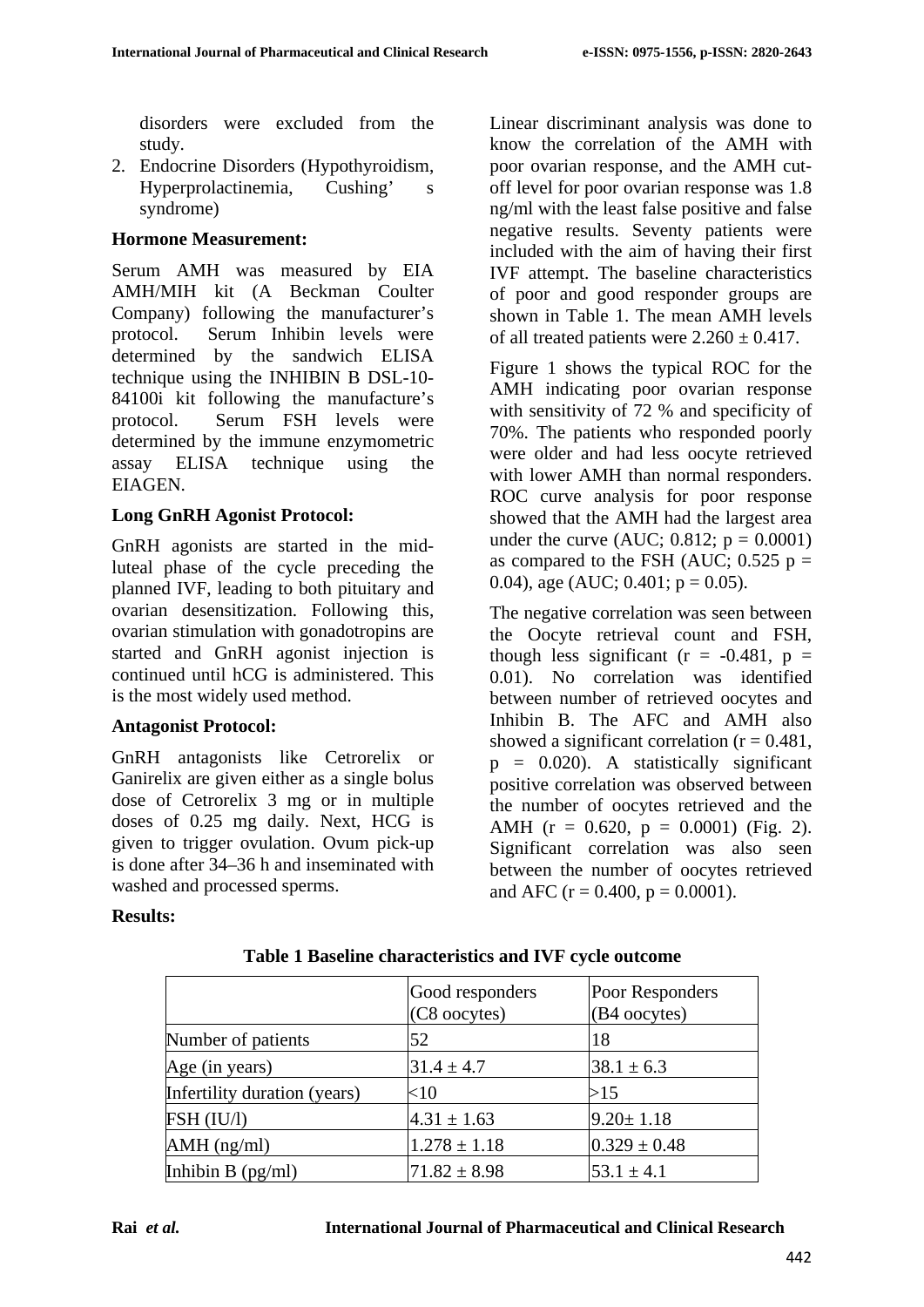disorders were excluded from the study.
2. Endocrine Disorders (Hypothyroidism, Hyperprolactinemia, Cushing' s syndrome)

**Hormone Measurement:**

Serum AMH was measured by EIA AMH/MIH kit (A Beckman Coulter Company) following the manufacturer's protocol. Serum Inhibin levels were determined by the sandwich ELISA technique using the INHIBIN B DSL-10-84100i kit following the manufacture's protocol. Serum FSH levels were determined by the immune enzymometric assay ELISA technique using the EIAGEN.

**Long GnRH Agonist Protocol:**

GnRH agonists are started in the mid-luteal phase of the cycle preceding the planned IVF, leading to both pituitary and ovarian desensitization. Following this, ovarian stimulation with gonadotropins are started and GnRH agonist injection is continued until hCG is administered. This is the most widely used method.

**Antagonist Protocol:**

GnRH antagonists like Cetrorelix or Ganirelix are given either as a single bolus dose of Cetrorelix 3 mg or in multiple doses of 0.25 mg daily. Next, HCG is given to trigger ovulation. Ovum pick-up is done after 34–36 h and inseminated with washed and processed sperms.

**Results:**

Linear discriminant analysis was done to know the correlation of the AMH with poor ovarian response, and the AMH cut-off level for poor ovarian response was 1.8 ng/ml with the least false positive and false negative results. Seventy patients were included with the aim of having their first IVF attempt. The baseline characteristics of poor and good responder groups are shown in Table 1. The mean AMH levels of all treated patients were 2.260 ± 0.417.

Figure 1 shows the typical ROC for the AMH indicating poor ovarian response with sensitivity of 72 % and specificity of 70%. The patients who responded poorly were older and had less oocyte retrieved with lower AMH than normal responders. ROC curve analysis for poor response showed that the AMH had the largest area under the curve (AUC; 0.812; $p = 0.0001$) as compared to the FSH (AUC; 0.525 $p = 0.04$), age (AUC; 0.401; $p = 0.05$).

The negative correlation was seen between the Oocyte retrieval count and FSH, though less significant ($r = -0.481$, $p = 0.01$). No correlation was identified between number of retrieved oocytes and Inhibin B. The AFC and AMH also showed a significant correlation ($r = 0.481$, $p = 0.020$). A statistically significant positive correlation was observed between the number of oocytes retrieved and the AMH ($r = 0.620$, $p = 0.0001$) (Fig. 2). Significant correlation was also seen between the number of oocytes retrieved and AFC ($r = 0.400$, $p = 0.0001$).

**Table 1 Baseline characteristics and IVF cycle outcome**

| | Good responders (C8 oocytes) | Poor Responders (B4 oocytes) |
|---|---|---|
| Number of patients | 52 | 18 |
| Age (in years) | 31.4 ± 4.7 | 38.1 ± 6.3 |
| Infertility duration (years) | <10 | >15 |
| FSH (IU/l) | 4.31 ± 1.63 | 9.20± 1.18 |
| AMH (ng/ml) | 1.278 ± 1.18 | 0.329 ± 0.48 |
| Inhibin B (pg/ml) | 71.82 ± 8.98 | 53.1 ± 4.1 |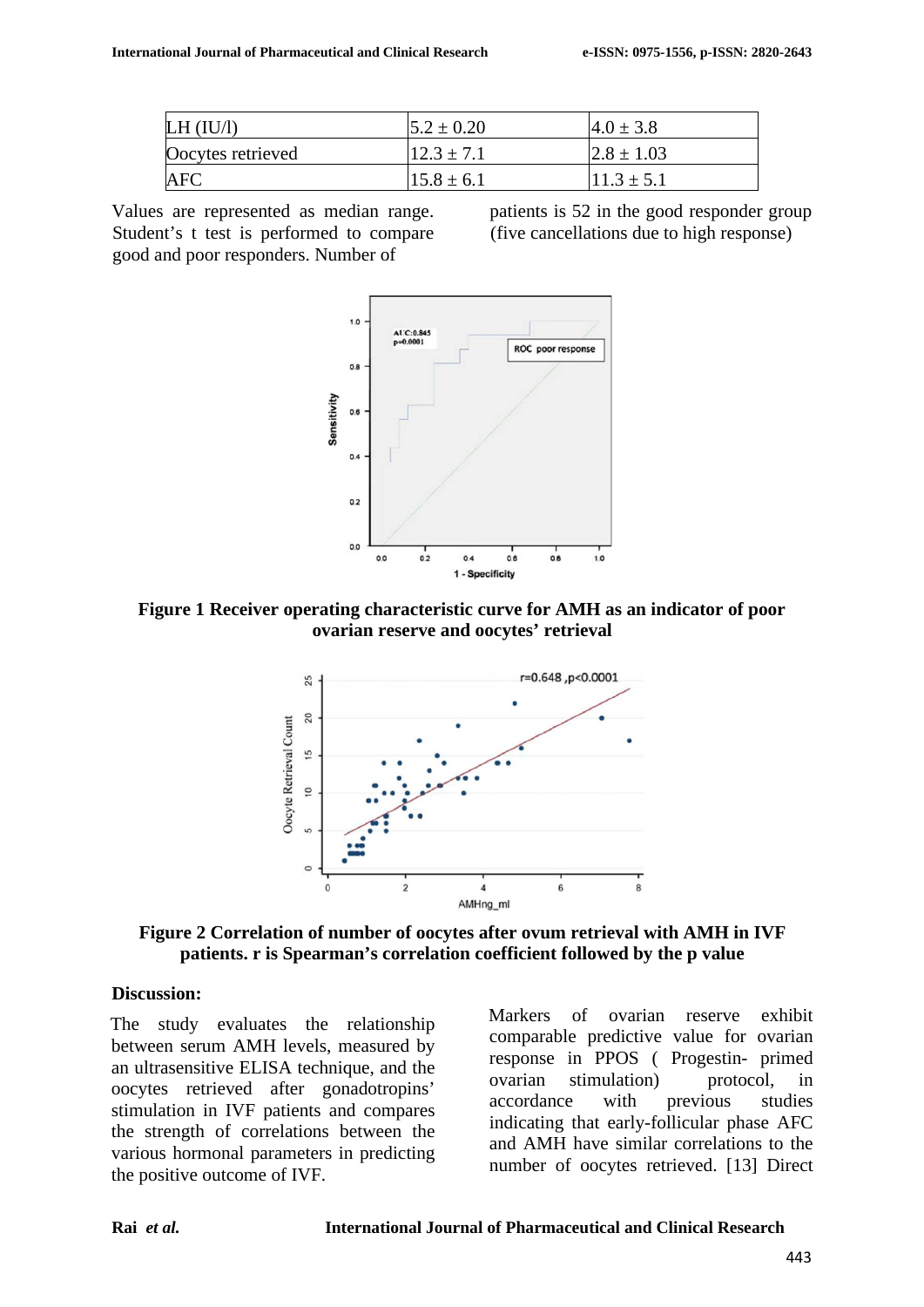| LH (IU/l) | $5.2 \pm 0.20$ | $4.0 \pm 3.8$ |
|---|---|---|
| Oocytes retrieved | $12.3 \pm 7.1$ | $2.8 \pm 1.03$ |
| AFC | $15.8 \pm 6.1$ | $11.3 \pm 5.1$ |

Values are represented as median range. Student's t test is performed to compare good and poor responders. Number of patients is 52 in the good responder group (five cancellations due to high response)

**Figure 1 Receiver operating characteristic curve for AMH as an indicator of poor ovarian reserve and oocytes' retrieval**

**Figure 2 Correlation of number of oocytes after ovum retrieval with AMH in IVF patients. r is Spearman's correlation coefficient followed by the p value**

### Discussion:

The study evaluates the relationship between serum AMH levels, measured by an ultrasensitive ELISA technique, and the oocytes retrieved after gonadotropins' stimulation in IVF patients and compares the strength of correlations between the various hormonal parameters in predicting the positive outcome of IVF.

Markers of ovarian reserve exhibit comparable predictive value for ovarian response in PPOS ( Progestin- primed ovarian stimulation) protocol, in accordance with previous studies indicating that early-follicular phase AFC and AMH have similar correlations to the number of oocytes retrieved. [13] Direct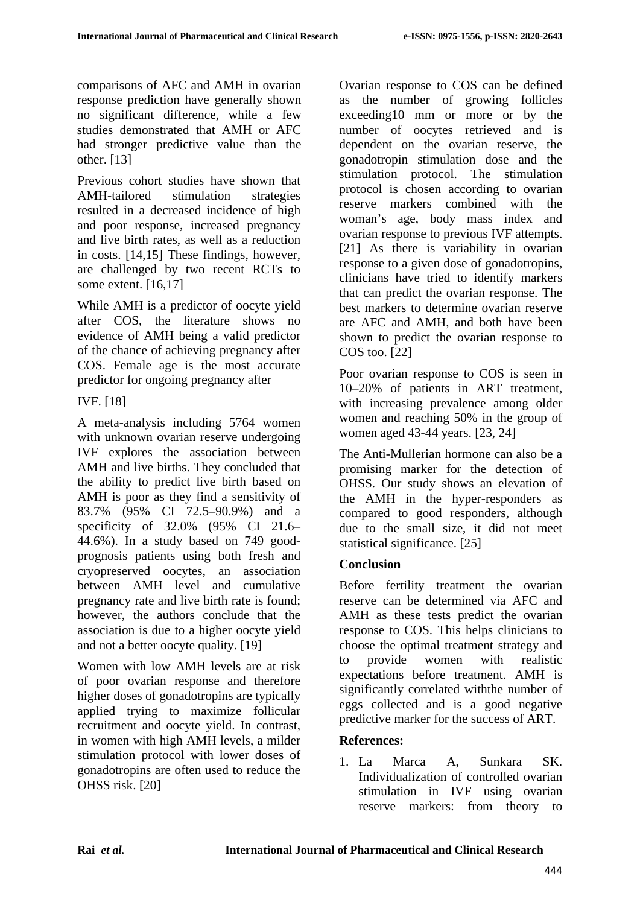comparisons of AFC and AMH in ovarian response prediction have generally shown no significant difference, while a few studies demonstrated that AMH or AFC had stronger predictive value than the other. [13]

Previous cohort studies have shown that AMH-tailored stimulation strategies resulted in a decreased incidence of high and poor response, increased pregnancy and live birth rates, as well as a reduction in costs. [14,15] These findings, however, are challenged by two recent RCTs to some extent. [16,17]

While AMH is a predictor of oocyte yield after COS, the literature shows no evidence of AMH being a valid predictor of the chance of achieving pregnancy after COS. Female age is the most accurate predictor for ongoing pregnancy after

IVF. [18]

A meta-analysis including 5764 women with unknown ovarian reserve undergoing IVF explores the association between AMH and live births. They concluded that the ability to predict live birth based on AMH is poor as they find a sensitivity of 83.7% (95% CI 72.5–90.9%) and a specificity of 32.0% (95% CI 21.6–44.6%). In a study based on 749 good-prognosis patients using both fresh and cryopreserved oocytes, an association between AMH level and cumulative pregnancy rate and live birth rate is found; however, the authors conclude that the association is due to a higher oocyte yield and not a better oocyte quality. [19]

Women with low AMH levels are at risk of poor ovarian response and therefore higher doses of gonadotropins are typically applied trying to maximize follicular recruitment and oocyte yield. In contrast, in women with high AMH levels, a milder stimulation protocol with lower doses of gonadotropins are often used to reduce the OHSS risk. [20]

Ovarian response to COS can be defined as the number of growing follicles exceeding10 mm or more or by the number of oocytes retrieved and is dependent on the ovarian reserve, the gonadotropin stimulation dose and the stimulation protocol. The stimulation protocol is chosen according to ovarian reserve markers combined with the woman's age, body mass index and ovarian response to previous IVF attempts. [21] As there is variability in ovarian response to a given dose of gonadotropins, clinicians have tried to identify markers that can predict the ovarian response. The best markers to determine ovarian reserve are AFC and AMH, and both have been shown to predict the ovarian response to COS too. [22]

Poor ovarian response to COS is seen in 10–20% of patients in ART treatment, with increasing prevalence among older women and reaching 50% in the group of women aged 43-44 years. [23, 24]

The Anti-Mullerian hormone can also be a promising marker for the detection of OHSS. Our study shows an elevation of the AMH in the hyper-responders as compared to good responders, although due to the small size, it did not meet statistical significance. [25]

## Conclusion

Before fertility treatment the ovarian reserve can be determined via AFC and AMH as these tests predict the ovarian response to COS. This helps clinicians to choose the optimal treatment strategy and to provide women with realistic expectations before treatment. AMH is significantly correlated withthe number of eggs collected and is a good negative predictive marker for the success of ART.

## References:

1. La Marca A, Sunkara SK. Individualization of controlled ovarian stimulation in IVF using ovarian reserve markers: from theory to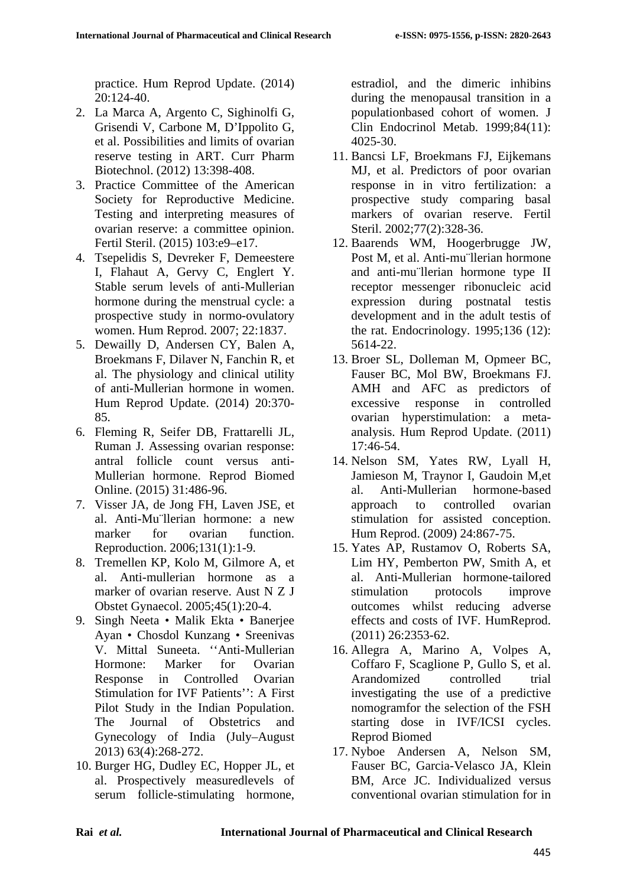practice. Hum Reprod Update. (2014) 20:124-40.

2. La Marca A, Argento C, Sighinolfi G, Grisendi V, Carbone M, D'Ippolito G, et al. Possibilities and limits of ovarian reserve testing in ART. Curr Pharm Biotechnol. (2012) 13:398-408.
3. Practice Committee of the American Society for Reproductive Medicine. Testing and interpreting measures of ovarian reserve: a committee opinion. Fertil Steril. (2015) 103:e9–e17.
4. Tsepelidis S, Devreker F, Demeestere I, Flahaut A, Gervy C, Englert Y. Stable serum levels of anti-Mullerian hormone during the menstrual cycle: a prospective study in normo-ovulatory women. Hum Reprod. 2007; 22:1837.
5. Dewailly D, Andersen CY, Balen A, Broekmans F, Dilaver N, Fanchin R, et al. The physiology and clinical utility of anti-Mullerian hormone in women. Hum Reprod Update. (2014) 20:370-85.
6. Fleming R, Seifer DB, Frattarelli JL, Ruman J. Assessing ovarian response: antral follicle count versus anti-Mullerian hormone. Reprod Biomed Online. (2015) 31:486-96.
7. Visser JA, de Jong FH, Laven JSE, et al. Anti-Mu¨llerian hormone: a new marker for ovarian function. Reproduction. 2006;131(1):1-9.
8. Tremellen KP, Kolo M, Gilmore A, et al. Anti-mullerian hormone as a marker of ovarian reserve. Aust N Z J Obstet Gynaecol. 2005;45(1):20-4.
9. Singh Neeta • Malik Ekta • Banerjee Ayan • Chosdol Kunzang • Sreenivas V. Mittal Suneeta. ''Anti-Mullerian Hormone: Marker for Ovarian Response in Controlled Ovarian Stimulation for IVF Patients'': A First Pilot Study in the Indian Population. The Journal of Obstetrics and Gynecology of India (July–August 2013) 63(4):268-272.
10. Burger HG, Dudley EC, Hopper JL, et al. Prospectively measuredlevels of serum follicle-stimulating hormone, estradiol, and the dimeric inhibins during the menopausal transition in a populationbased cohort of women. J Clin Endocrinol Metab. 1999;84(11): 4025-30.
11. Bancsi LF, Broekmans FJ, Eijkemans MJ, et al. Predictors of poor ovarian response in in vitro fertilization: a prospective study comparing basal markers of ovarian reserve. Fertil Steril. 2002;77(2):328-36.
12. Baarends WM, Hoogerbrugge JW, Post M, et al. Anti-mu¨llerian hormone and anti-mu¨llerian hormone type II receptor messenger ribonucleic acid expression during postnatal testis development and in the adult testis of the rat. Endocrinology. 1995;136 (12): 5614-22.
13. Broer SL, Dolleman M, Opmeer BC, Fauser BC, Mol BW, Broekmans FJ. AMH and AFC as predictors of excessive response in controlled ovarian hyperstimulation: a meta-analysis. Hum Reprod Update. (2011) 17:46-54.
14. Nelson SM, Yates RW, Lyall H, Jamieson M, Traynor I, Gaudoin M,et al. Anti-Mullerian hormone-based approach to controlled ovarian stimulation for assisted conception. Hum Reprod. (2009) 24:867-75.
15. Yates AP, Rustamov O, Roberts SA, Lim HY, Pemberton PW, Smith A, et al. Anti-Mullerian hormone-tailored stimulation protocols improve outcomes whilst reducing adverse effects and costs of IVF. HumReprod. (2011) 26:2353-62.
16. Allegra A, Marino A, Volpes A, Coffaro F, Scaglione P, Gullo S, et al. Arandomized controlled trial investigating the use of a predictive nomogramfor the selection of the FSH starting dose in IVF/ICSI cycles. Reprod Biomed
17. Nyboe Andersen A, Nelson SM, Fauser BC, Garcia-Velasco JA, Klein BM, Arce JC. Individualized versus conventional ovarian stimulation for in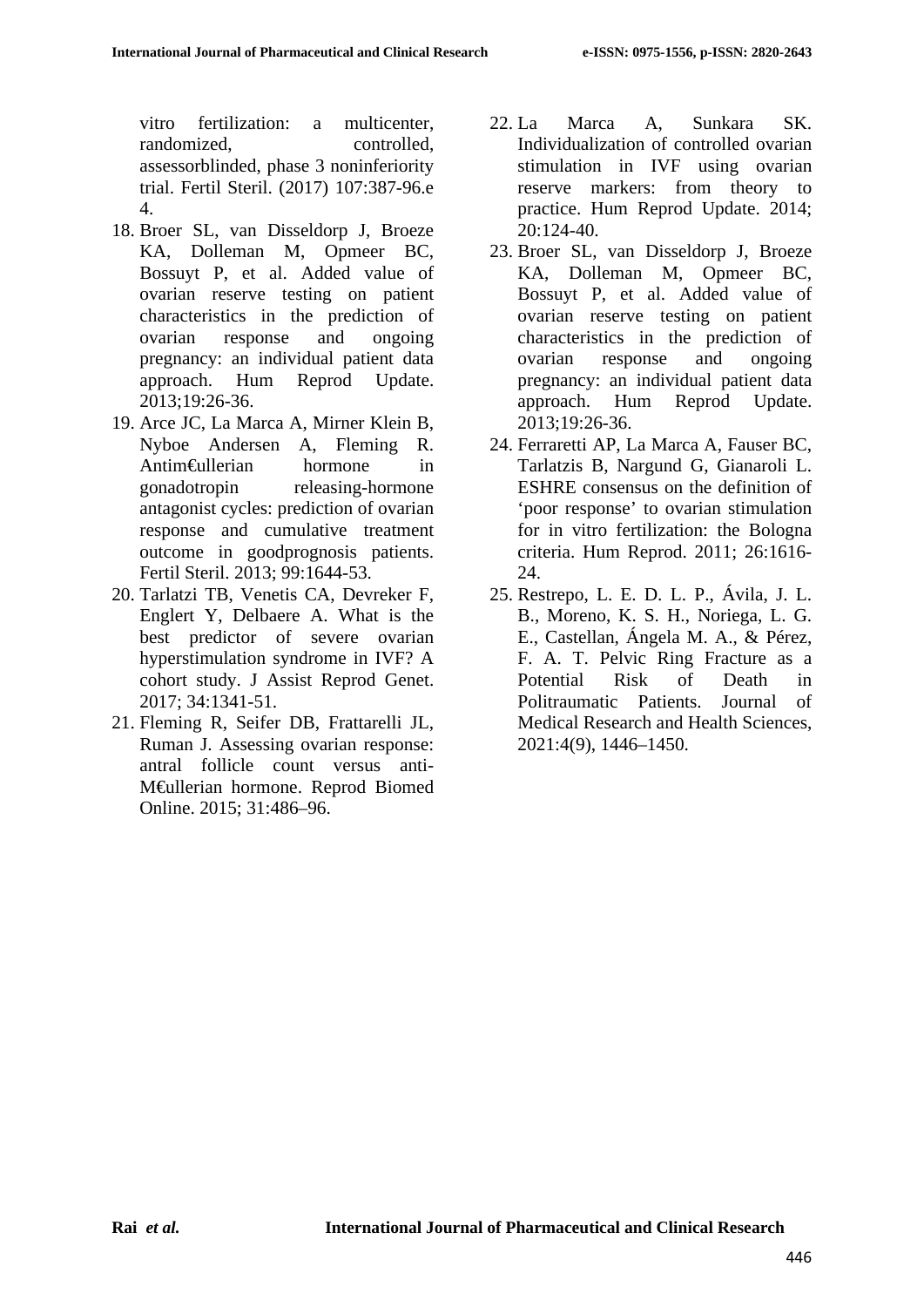vitro fertilization: a multicenter, randomized, controlled, assessorblinded, phase 3 noninferiority trial. Fertil Steril. (2017) 107:387-96.e 4.

18. Broer SL, van Disseldorp J, Broeze KA, Dolleman M, Opmeer BC, Bossuyt P, et al. Added value of ovarian reserve testing on patient characteristics in the prediction of ovarian response and ongoing pregnancy: an individual patient data approach. Hum Reprod Update. 2013;19:26-36.
19. Arce JC, La Marca A, Mirner Klein B, Nyboe Andersen A, Fleming R. Antim€ullerian hormone in gonadotropin releasing-hormone antagonist cycles: prediction of ovarian response and cumulative treatment outcome in goodprognosis patients. Fertil Steril. 2013; 99:1644-53.
20. Tarlatzi TB, Venetis CA, Devreker F, Englert Y, Delbaere A. What is the best predictor of severe ovarian hyperstimulation syndrome in IVF? A cohort study. J Assist Reprod Genet. 2017; 34:1341-51.
21. Fleming R, Seifer DB, Frattarelli JL, Ruman J. Assessing ovarian response: antral follicle count versus anti-M€ullerian hormone. Reprod Biomed Online. 2015; 31:486–96.
22. La Marca A, Sunkara SK. Individualization of controlled ovarian stimulation in IVF using ovarian reserve markers: from theory to practice. Hum Reprod Update. 2014; 20:124-40.
23. Broer SL, van Disseldorp J, Broeze KA, Dolleman M, Opmeer BC, Bossuyt P, et al. Added value of ovarian reserve testing on patient characteristics in the prediction of ovarian response and ongoing pregnancy: an individual patient data approach. Hum Reprod Update. 2013;19:26-36.
24. Ferraretti AP, La Marca A, Fauser BC, Tarlatzis B, Nargund G, Gianaroli L. ESHRE consensus on the definition of 'poor response' to ovarian stimulation for in vitro fertilization: the Bologna criteria. Hum Reprod. 2011; 26:1616-24.
25. Restrepo, L. E. D. L. P., Ávila, J. L. B., Moreno, K. S. H., Noriega, L. G. E., Castellan, Ángela M. A., & Pérez, F. A. T. Pelvic Ring Fracture as a Potential Risk of Death in Politraumatic Patients. Journal of Medical Research and Health Sciences, 2021:4(9), 1446–1450.